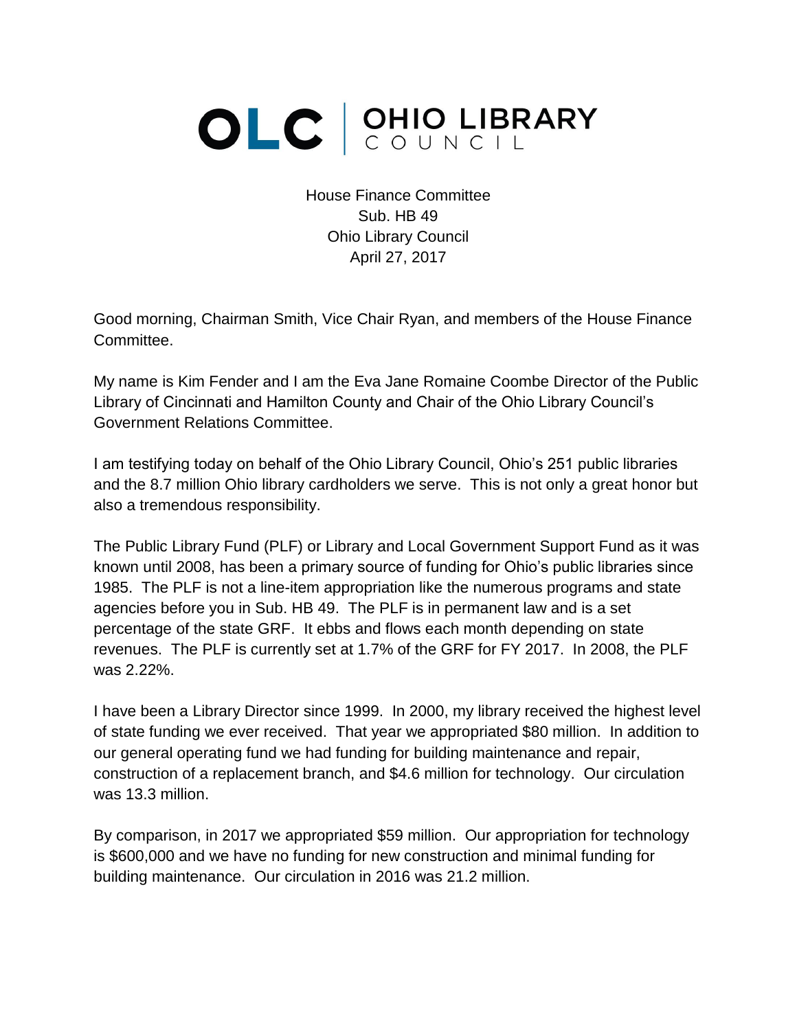OLC | OHIO LIBRARY COUNCIL

House Finance Committee
Sub. HB 49
Ohio Library Council
April 27, 2017

Good morning, Chairman Smith, Vice Chair Ryan, and members of the House Finance Committee.

My name is Kim Fender and I am the Eva Jane Romaine Coombe Director of the Public Library of Cincinnati and Hamilton County and Chair of the Ohio Library Council's Government Relations Committee.

I am testifying today on behalf of the Ohio Library Council, Ohio's 251 public libraries and the 8.7 million Ohio library cardholders we serve. This is not only a great honor but also a tremendous responsibility.

The Public Library Fund (PLF) or Library and Local Government Support Fund as it was known until 2008, has been a primary source of funding for Ohio's public libraries since 1985. The PLF is not a line-item appropriation like the numerous programs and state agencies before you in Sub. HB 49. The PLF is in permanent law and is a set percentage of the state GRF. It ebbs and flows each month depending on state revenues. The PLF is currently set at 1.7% of the GRF for FY 2017. In 2008, the PLF was 2.22%.

I have been a Library Director since 1999. In 2000, my library received the highest level of state funding we ever received. That year we appropriated $80 million. In addition to our general operating fund we had funding for building maintenance and repair, construction of a replacement branch, and $4.6 million for technology. Our circulation was 13.3 million.

By comparison, in 2017 we appropriated $59 million. Our appropriation for technology is $600,000 and we have no funding for new construction and minimal funding for building maintenance. Our circulation in 2016 was 21.2 million.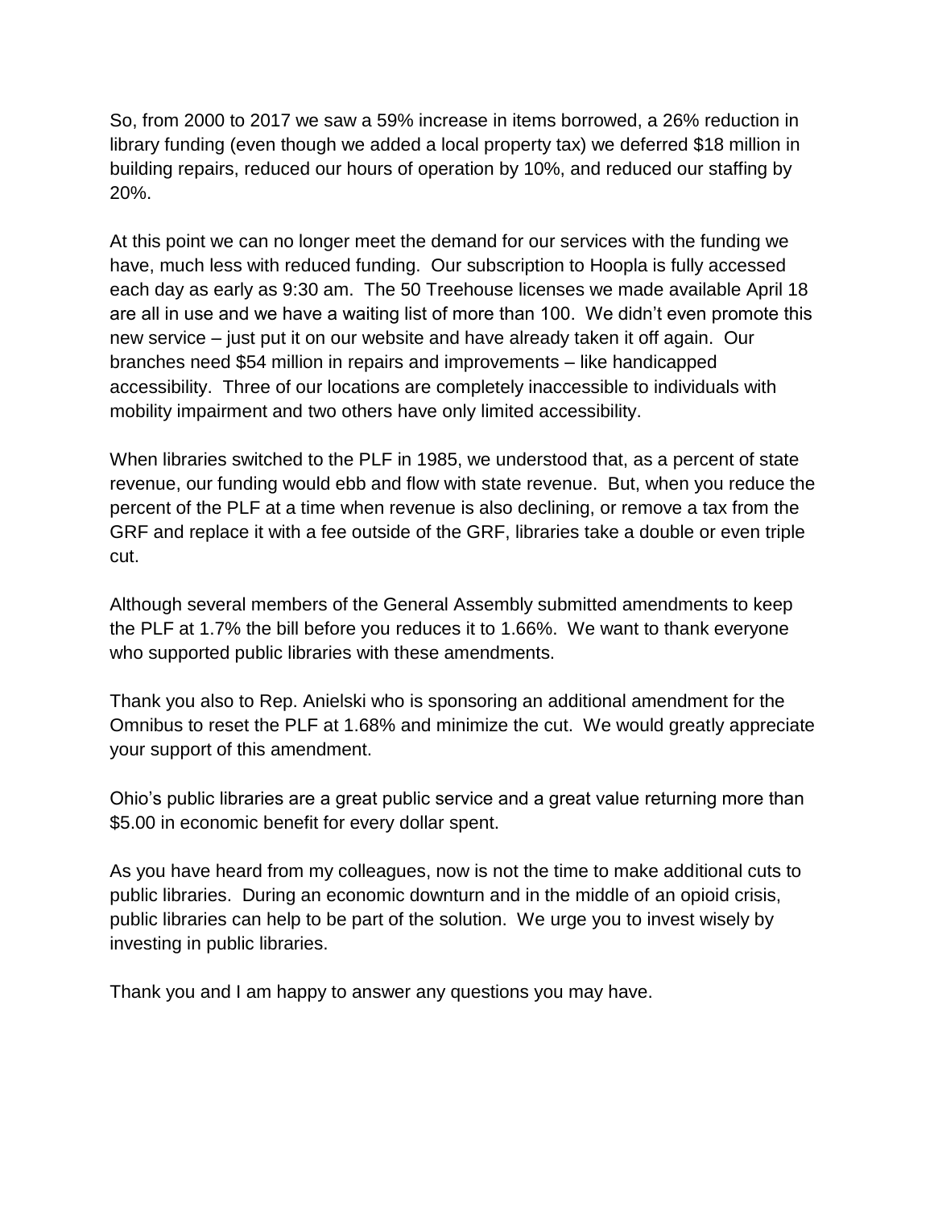So, from 2000 to 2017 we saw a 59% increase in items borrowed, a 26% reduction in library funding (even though we added a local property tax) we deferred $18 million in building repairs, reduced our hours of operation by 10%, and reduced our staffing by 20%.

At this point we can no longer meet the demand for our services with the funding we have, much less with reduced funding. Our subscription to Hoopla is fully accessed each day as early as 9:30 am. The 50 Treehouse licenses we made available April 18 are all in use and we have a waiting list of more than 100. We didn't even promote this new service – just put it on our website and have already taken it off again. Our branches need $54 million in repairs and improvements – like handicapped accessibility. Three of our locations are completely inaccessible to individuals with mobility impairment and two others have only limited accessibility.

When libraries switched to the PLF in 1985, we understood that, as a percent of state revenue, our funding would ebb and flow with state revenue. But, when you reduce the percent of the PLF at a time when revenue is also declining, or remove a tax from the GRF and replace it with a fee outside of the GRF, libraries take a double or even triple cut.

Although several members of the General Assembly submitted amendments to keep the PLF at 1.7% the bill before you reduces it to 1.66%. We want to thank everyone who supported public libraries with these amendments.

Thank you also to Rep. Anielski who is sponsoring an additional amendment for the Omnibus to reset the PLF at 1.68% and minimize the cut. We would greatly appreciate your support of this amendment.

Ohio's public libraries are a great public service and a great value returning more than $5.00 in economic benefit for every dollar spent.

As you have heard from my colleagues, now is not the time to make additional cuts to public libraries. During an economic downturn and in the middle of an opioid crisis, public libraries can help to be part of the solution. We urge you to invest wisely by investing in public libraries.

Thank you and I am happy to answer any questions you may have.